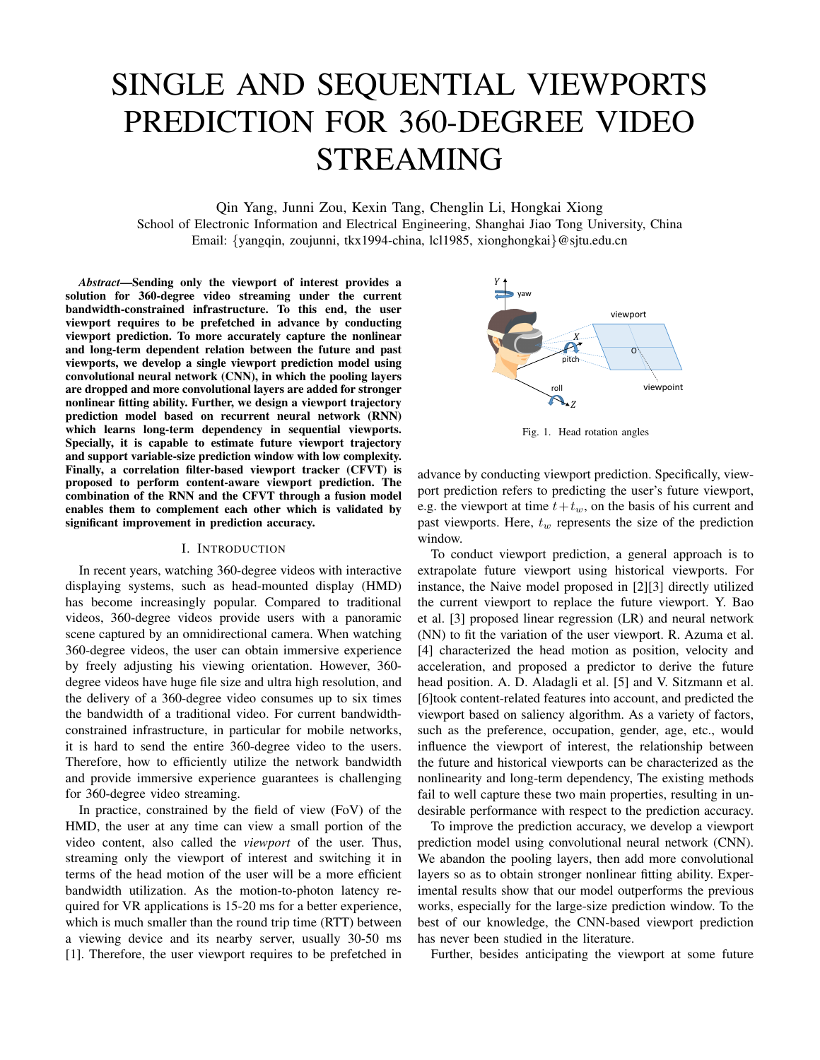# SINGLE AND SEQUENTIAL VIEWPORTS PREDICTION FOR 360-DEGREE VIDEO STREAMING

Qin Yang, Junni Zou, Kexin Tang, Chenglin Li, Hongkai Xiong
School of Electronic Information and Electrical Engineering, Shanghai Jiao Tong University, China
Email: {yangqin, zoujunni, tkx1994-china, lcl1985, xionghongkai}@sjtu.edu.cn

***Abstract*—Sending only the viewport of interest provides a solution for 360-degree video streaming under the current bandwidth-constrained infrastructure. To this end, the user viewport requires to be prefetched in advance by conducting viewport prediction. To more accurately capture the nonlinear and long-term dependent relation between the future and past viewports, we develop a single viewport prediction model using convolutional neural network (CNN), in which the pooling layers are dropped and more convolutional layers are added for stronger nonlinear fitting ability. Further, we design a viewport trajectory prediction model based on recurrent neural network (RNN) which learns long-term dependency in sequential viewports. Specially, it is capable to estimate future viewport trajectory and support variable-size prediction window with low complexity. Finally, a correlation filter-based viewport tracker (CFVT) is proposed to perform content-aware viewport prediction. The combination of the RNN and the CFVT through a fusion model enables them to complement each other which is validated by significant improvement in prediction accuracy.**

## I. Introduction

In recent years, watching 360-degree videos with interactive displaying systems, such as head-mounted display (HMD) has become increasingly popular. Compared to traditional videos, 360-degree videos provide users with a panoramic scene captured by an omnidirectional camera. When watching 360-degree videos, the user can obtain immersive experience by freely adjusting his viewing orientation. However, 360-degree videos have huge file size and ultra high resolution, and the delivery of a 360-degree video consumes up to six times the bandwidth of a traditional video. For current bandwidth-constrained infrastructure, in particular for mobile networks, it is hard to send the entire 360-degree video to the users. Therefore, how to efficiently utilize the network bandwidth and provide immersive experience guarantees is challenging for 360-degree video streaming.

In practice, constrained by the field of view (FoV) of the HMD, the user at any time can view a small portion of the video content, also called the *viewport* of the user. Thus, streaming only the viewport of interest and switching it in terms of the head motion of the user will be a more efficient bandwidth utilization. As the motion-to-photon latency required for VR applications is 15-20 ms for a better experience, which is much smaller than the round trip time (RTT) between a viewing device and its nearby server, usually 30-50 ms [1]. Therefore, the user viewport requires to be prefetched in advance by conducting viewport prediction. Specifically, viewport prediction refers to predicting the user's future viewport, e.g. the viewport at time $t+t_w$, on the basis of his current and past viewports. Here, $t_w$ represents the size of the prediction window.

Fig. 1. Head rotation angles

To conduct viewport prediction, a general approach is to extrapolate future viewport using historical viewports. For instance, the Naive model proposed in [2][3] directly utilized the current viewport to replace the future viewport. Y. Bao et al. [3] proposed linear regression (LR) and neural network (NN) to fit the variation of the user viewport. R. Azuma et al. [4] characterized the head motion as position, velocity and acceleration, and proposed a predictor to derive the future head position. A. D. Aladagli et al. [5] and V. Sitzmann et al. [6]took content-related features into account, and predicted the viewport based on saliency algorithm. As a variety of factors, such as the preference, occupation, gender, age, etc., would influence the viewport of interest, the relationship between the future and historical viewports can be characterized as the nonlinearity and long-term dependency, The existing methods fail to well capture these two main properties, resulting in undesirable performance with respect to the prediction accuracy.

To improve the prediction accuracy, we develop a viewport prediction model using convolutional neural network (CNN). We abandon the pooling layers, then add more convolutional layers so as to obtain stronger nonlinear fitting ability. Experimental results show that our model outperforms the previous works, especially for the large-size prediction window. To the best of our knowledge, the CNN-based viewport prediction has never been studied in the literature.

Further, besides anticipating the viewport at some future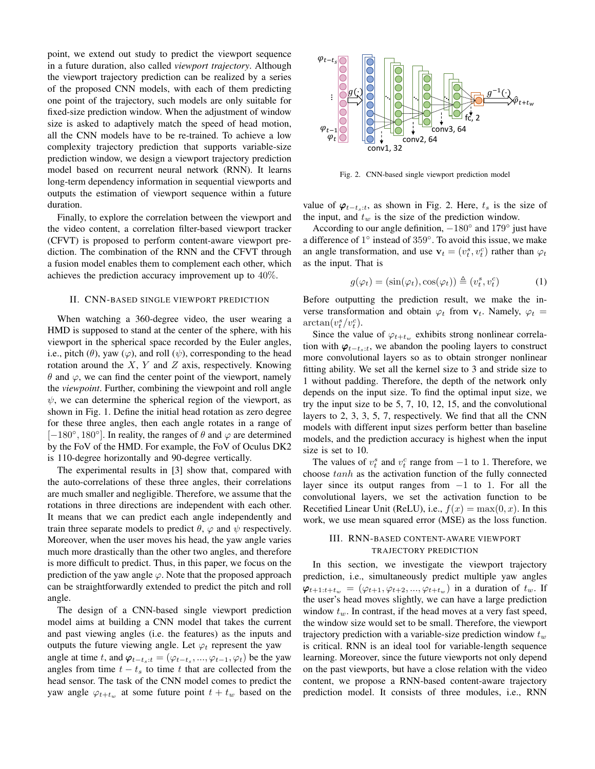point, we extend out study to predict the viewport sequence in a future duration, also called *viewport trajectory*. Although the viewport trajectory prediction can be realized by a series of the proposed CNN models, with each of them predicting one point of the trajectory, such models are only suitable for fixed-size prediction window. When the adjustment of window size is asked to adaptively match the speed of head motion, all the CNN models have to be re-trained. To achieve a low complexity trajectory prediction that supports variable-size prediction window, we design a viewport trajectory prediction model based on recurrent neural network (RNN). It learns long-term dependency information in sequential viewports and outputs the estimation of viewport sequence within a future duration.

Finally, to explore the correlation between the viewport and the video content, a correlation filter-based viewport tracker (CFVT) is proposed to perform content-aware viewport prediction. The combination of the RNN and the CFVT through a fusion model enables them to complement each other, which achieves the prediction accuracy improvement up to 40%.

## II. CNN-based Single Viewport Prediction

When watching a 360-degree video, the user wearing a HMD is supposed to stand at the center of the sphere, with his viewport in the spherical space recorded by the Euler angles, i.e., pitch ($\theta$), yaw ($\varphi$), and roll ($\psi$), corresponding to the head rotation around the $X$, $Y$ and $Z$ axis, respectively. Knowing $\theta$ and $\varphi$, we can find the center point of the viewport, namely the *viewpoint*. Further, combining the viewpoint and roll angle $\psi$, we can determine the spherical region of the viewport, as shown in Fig. 1. Define the initial head rotation as zero degree for these three angles, then each angle rotates in a range of $[-180^\circ, 180^\circ]$. In reality, the ranges of $\theta$ and $\varphi$ are determined by the FoV of the HMD. For example, the FoV of Oculus DK2 is 110-degree horizontally and 90-degree vertically.

The experimental results in [3] show that, compared with the auto-correlations of these three angles, their correlations are much smaller and negligible. Therefore, we assume that the rotations in three directions are independent with each other. It means that we can predict each angle independently and train three separate models to predict $\theta$, $\varphi$ and $\psi$ respectively. Moreover, when the user moves his head, the yaw angle varies much more drastically than the other two angles, and therefore is more difficult to predict. Thus, in this paper, we focus on the prediction of the yaw angle $\varphi$. Note that the proposed approach can be straightforwardly extended to predict the pitch and roll angle.

The design of a CNN-based single viewport prediction model aims at building a CNN model that takes the current and past viewing angles (i.e. the features) as the inputs and outputs the future viewing angle. Let $\varphi_t$ represent the yaw angle at time $t$, and $\boldsymbol{\varphi}_{t-t_s:t} = (\varphi_{t-t_s}, ..., \varphi_{t-1}, \varphi_t)$ be the yaw angles from time $t - t_s$ to time $t$ that are collected from the head sensor. The task of the CNN model comes to predict the yaw angle $\varphi_{t+t_w}$ at some future point $t + t_w$ based on the value of $\boldsymbol{\varphi}_{t-t_s:t}$, as shown in Fig. 2. Here, $t_s$ is the size of the input, and $t_w$ is the size of the prediction window.

Fig. 2. CNN-based single viewport prediction model

According to our angle definition, $-180^\circ$ and $179^\circ$ just have a difference of $1^\circ$ instead of $359^\circ$. To avoid this issue, we make an angle transformation, and use $\mathbf{v}_t = (v_t^s, v_t^c)$ rather than $\varphi_t$ as the input. That is

$$g(\varphi_t) = (\sin(\varphi_t), \cos(\varphi_t)) \triangleq (v_t^s, v_t^c) \tag{1}$$

Before outputting the prediction result, we make the inverse transformation and obtain $\varphi_t$ from $\mathbf{v}_t$. Namely, $\varphi_t = \arctan(v_t^s / v_t^c)$.

Since the value of $\varphi_{t+t_w}$ exhibits strong nonlinear correlation with $\boldsymbol{\varphi}_{t-t_s:t}$, we abandon the pooling layers to construct more convolutional layers so as to obtain stronger nonlinear fitting ability. We set all the kernel size to 3 and stride size to 1 without padding. Therefore, the depth of the network only depends on the input size. To find the optimal input size, we try the input size to be 5, 7, 10, 12, 15, and the convolutional layers to 2, 3, 3, 5, 7, respectively. We find that all the CNN models with different input sizes perform better than baseline models, and the prediction accuracy is highest when the input size is set to 10.

The values of $v_t^s$ and $v_t^c$ range from $-1$ to 1. Therefore, we choose $tanh$ as the activation function of the fully connected layer since its output ranges from $-1$ to 1. For all the convolutional layers, we set the activation function to be Recetified Linear Unit (ReLU), i.e., $f(x) = \max(0, x)$. In this work, we use mean squared error (MSE) as the loss function.

## III. RNN-based Content-Aware Viewport Trajectory Prediction

In this section, we investigate the viewport trajectory prediction, i.e., simultaneously predict multiple yaw angles $\boldsymbol{\varphi}_{t+1:t+t_w} = (\varphi_{t+1}, \varphi_{t+2}, ..., \varphi_{t+t_w})$ in a duration of $t_w$. If the user's head moves slightly, we can have a large prediction window $t_w$. In contrast, if the head moves at a very fast speed, the window size would set to be small. Therefore, the viewport trajectory prediction with a variable-size prediction window $t_w$ is critical. RNN is an ideal tool for variable-length sequence learning. Moreover, since the future viewports not only depend on the past viewports, but have a close relation with the video content, we propose a RNN-based content-aware trajectory prediction model. It consists of three modules, i.e., RNN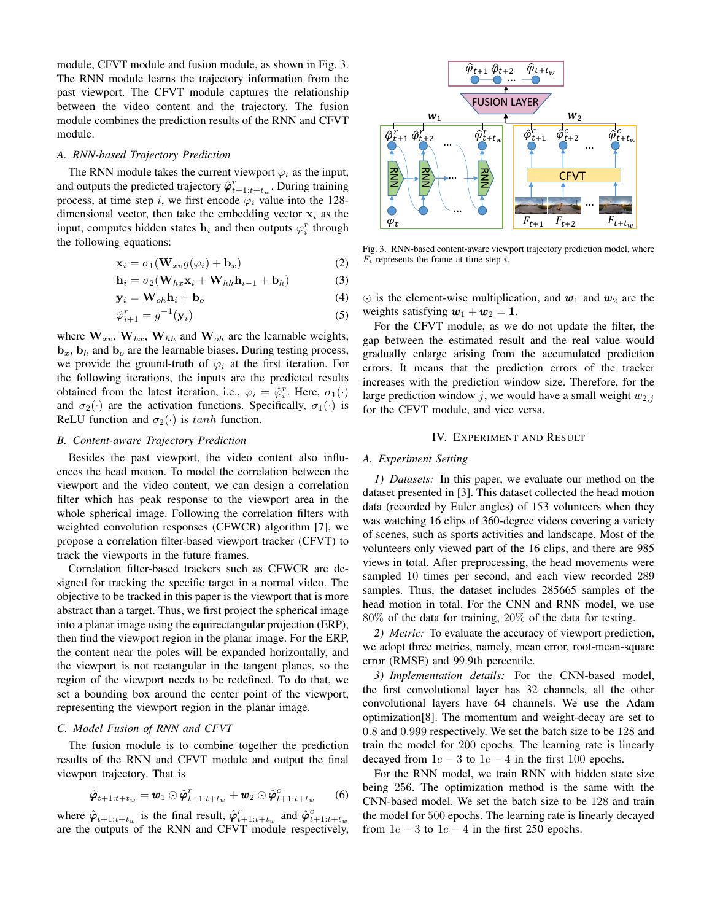module, CFVT module and fusion module, as shown in Fig. 3. The RNN module learns the trajectory information from the past viewport. The CFVT module captures the relationship between the video content and the trajectory. The fusion module combines the prediction results of the RNN and CFVT module.

### A. RNN-based Trajectory Prediction

The RNN module takes the current viewport $\varphi_t$ as the input, and outputs the predicted trajectory $\hat{\boldsymbol{\varphi}}^r_{t+1:t+t_w}$. During training process, at time step $i$, we first encode $\varphi_i$ value into the 128-dimensional vector, then take the embedding vector $\mathbf{x}_i$ as the input, computes hidden states $\mathbf{h}_i$ and then outputs $\varphi^r_i$ through the following equations:

$$\mathbf{x}_i = \sigma_1(\mathbf{W}_{xv} g(\varphi_i) + \mathbf{b}_x) \tag{2}$$

$$\mathbf{h}_i = \sigma_2(\mathbf{W}_{hx}\mathbf{x}_i + \mathbf{W}_{hh}\mathbf{h}_{i-1} + \mathbf{b}_h) \tag{3}$$

$$\mathbf{y}_i = \mathbf{W}_{oh}\mathbf{h}_i + \mathbf{b}_o \tag{4}$$

$$\hat{\varphi}^r_{i+1} = g^{-1}(\mathbf{y}_i) \tag{5}$$

where $\mathbf{W}_{xv}$, $\mathbf{W}_{hx}$, $\mathbf{W}_{hh}$ and $\mathbf{W}_{oh}$ are the learnable weights, $\mathbf{b}_x$, $\mathbf{b}_h$ and $\mathbf{b}_o$ are the learnable biases. During testing process, we provide the ground-truth of $\varphi_i$ at the first iteration. For the following iterations, the inputs are the predicted results obtained from the latest iteration, i.e., $\varphi_i = \hat{\varphi}^r_i$. Here, $\sigma_1(\cdot)$ and $\sigma_2(\cdot)$ are the activation functions. Specifically, $\sigma_1(\cdot)$ is ReLU function and $\sigma_2(\cdot)$ is $tanh$ function.

### B. Content-aware Trajectory Prediction

Besides the past viewport, the video content also influences the head motion. To model the correlation between the viewport and the video content, we can design a correlation filter which has peak response to the viewport area in the whole spherical image. Following the correlation filters with weighted convolution responses (CFWCR) algorithm [7], we propose a correlation filter-based viewport tracker (CFVT) to track the viewports in the future frames.

Correlation filter-based trackers such as CFWCR are designed for tracking the specific target in a normal video. The objective to be tracked in this paper is the viewport that is more abstract than a target. Thus, we first project the spherical image into a planar image using the equirectangular projection (ERP), then find the viewport region in the planar image. For the ERP, the content near the poles will be expanded horizontally, and the viewport is not rectangular in the tangent planes, so the region of the viewport needs to be redefined. To do that, we set a bounding box around the center point of the viewport, representing the viewport region in the planar image.

### C. Model Fusion of RNN and CFVT

The fusion module is to combine together the prediction results of the RNN and CFVT module and output the final viewport trajectory. That is

$$\hat{\boldsymbol{\varphi}}_{t+1:t+t_w} = \boldsymbol{w}_1 \odot \hat{\boldsymbol{\varphi}}^r_{t+1:t+t_w} + \boldsymbol{w}_2 \odot \hat{\boldsymbol{\varphi}}^c_{t+1:t+t_w} \tag{6}$$

where $\hat{\boldsymbol{\varphi}}_{t+1:t+t_w}$ is the final result, $\hat{\boldsymbol{\varphi}}^r_{t+1:t+t_w}$ and $\hat{\boldsymbol{\varphi}}^c_{t+1:t+t_w}$ are the outputs of the RNN and CFVT module respectively, $\odot$ is the element-wise multiplication, and $\boldsymbol{w}_1$ and $\boldsymbol{w}_2$ are the weights satisfying $\boldsymbol{w}_1 + \boldsymbol{w}_2 = \mathbf{1}$.

For the CFVT module, as we do not update the filter, the gap between the estimated result and the real value would gradually enlarge arising from the accumulated prediction errors. It means that the prediction errors of the tracker increases with the prediction window size. Therefore, for the large prediction window $j$, we would have a small weight $w_{2,j}$ for the CFVT module, and vice versa.

Fig. 3. RNN-based content-aware viewport trajectory prediction model, where $F_i$ represents the frame at time step $i$.

## IV. Experiment and Result

### A. Experiment Setting

*1) Datasets:* In this paper, we evaluate our method on the dataset presented in [3]. This dataset collected the head motion data (recorded by Euler angles) of 153 volunteers when they was watching 16 clips of 360-degree videos covering a variety of scenes, such as sports activities and landscape. Most of the volunteers only viewed part of the 16 clips, and there are 985 views in total. After preprocessing, the head movements were sampled 10 times per second, and each view recorded 289 samples. Thus, the dataset includes 285665 samples of the head motion in total. For the CNN and RNN model, we use $80\%$ of the data for training, $20\%$ of the data for testing.

*2) Metric:* To evaluate the accuracy of viewport prediction, we adopt three metrics, namely, mean error, root-mean-square error (RMSE) and 99.9th percentile.

*3) Implementation details:* For the CNN-based model, the first convolutional layer has 32 channels, all the other convolutional layers have 64 channels. We use the Adam optimization[8]. The momentum and weight-decay are set to $0.8$ and $0.999$ respectively. We set the batch size to be 128 and train the model for 200 epochs. The learning rate is linearly decayed from $1e-3$ to $1e-4$ in the first 100 epochs.

For the RNN model, we train RNN with hidden state size being 256. The optimization method is the same with the CNN-based model. We set the batch size to be 128 and train the model for 500 epochs. The learning rate is linearly decayed from $1e-3$ to $1e-4$ in the first 250 epochs.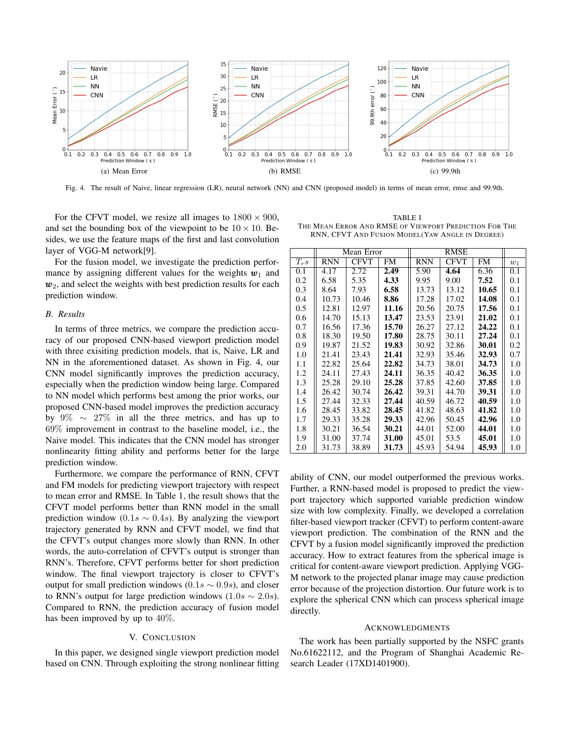Fig. 4. The result of Naive, linear regression (LR), neural network (NN) and CNN (proposed model) in terms of mean error, rmse and 99.9th.

(a) Mean Error (b) RMSE (c) 99.9th

For the CFVT model, we resize all images to $1800 \times 900$, and set the bounding box of the viewpoint to be $10 \times 10$. Besides, we use the feature maps of the first and last convolution layer of VGG-M network[9].

For the fusion model, we investigate the prediction performance by assigning different values for the weights $\boldsymbol{w}_1$ and $\boldsymbol{w}_2$, and select the weights with best prediction results for each prediction window.

### B. Results

In terms of three metrics, we compare the prediction accuracy of our proposed CNN-based viewport prediction model with three exisiting prediction models, that is, Naive, LR and NN in the aforementioned dataset. As shown in Fig. 4, our CNN model significantly improves the prediction accuracy, especially when the prediction window being large. Compared to NN model which performs best among the prior works, our proposed CNN-based model improves the prediction accuracy by $9\% \sim 27\%$ in all the three metrics, and has up to $69\%$ improvement in contrast to the baseline model, i.e., the Naive model. This indicates that the CNN model has stronger nonlinearity fitting ability and performs better for the large prediction window.

Furthermore, we compare the performance of RNN, CFVT and FM models for predicting viewport trajectory with respect to mean error and RMSE. In Table 1, the result shows that the CFVT model performs better than RNN model in the small prediction window ($0.1s \sim 0.4s$). By analyzing the viewport trajectory generated by RNN and CFVT model, we find that the CFVT's output changes more slowly than RNN. In other words, the auto-correlation of CFVT's output is stronger than RNN's. Therefore, CFVT performs better for short prediction window. The final viewport trajectory is closer to CFVT's output for small prediction windows ($0.1s \sim 0.9s$), and closer to RNN's output for large prediction windows ($1.0s \sim 2.0s$). Compared to RNN, the prediction accuracy of fusion model has been improved by up to $40\%$.

TABLE I
THE MEAN ERROR AND RMSE OF VIEWPORT PREDICTION FOR THE RNN, CFVT AND FUSION MODEL(YAW ANGLE IN DEGREE)

| | Mean Error | | | RMSE | | | |
|---|---|---|---|---|---|---|---|
| $T_r s$ | RNN | CFVT | FM | RNN | CFVT | FM | $w_1$ |
| 0.1 | 4.17 | 2.72 | **2.49** | 5.90 | **4.64** | 6.36 | 0.1 |
| 0.2 | 6.58 | 5.35 | **4.33** | 9.95 | 9.00 | **7.52** | 0.1 |
| 0.3 | 8.64 | 7.93 | **6.58** | 13.73 | 13.12 | **10.65** | 0.1 |
| 0.4 | 10.73 | 10.46 | **8.86** | 17.28 | 17.02 | **14.08** | 0.1 |
| 0.5 | 12.81 | 12.97 | **11.16** | 20.56 | 20.75 | **17.56** | 0.1 |
| 0.6 | 14.70 | 15.13 | **13.47** | 23.53 | 23.91 | **21.02** | 0.1 |
| 0.7 | 16.56 | 17.36 | **15.70** | 26.27 | 27.12 | **24.22** | 0.1 |
| 0.8 | 18.30 | 19.50 | **17.80** | 28.75 | 30.11 | **27.24** | 0.1 |
| 0.9 | 19.87 | 21.52 | **19.83** | 30.92 | 32.86 | **30.01** | 0.2 |
| 1.0 | 21.41 | 23.43 | **21.41** | 32.93 | 35.46 | **32.93** | 0.7 |
| 1.1 | 22.82 | 25.64 | **22.82** | 34.73 | 38.01 | **34.73** | 1.0 |
| 1.2 | 24.11 | 27.43 | **24.11** | 36.35 | 40.42 | **36.35** | 1.0 |
| 1.3 | 25.28 | 29.10 | **25.28** | 37.85 | 42.60 | **37.85** | 1.0 |
| 1.4 | 26.42 | 30.74 | **26.42** | 39.31 | 44.70 | **39.31** | 1.0 |
| 1.5 | 27.44 | 32.33 | **27.44** | 40.59 | 46.72 | **40.59** | 1.0 |
| 1.6 | 28.45 | 33.82 | **28.45** | 41.82 | 48.63 | **41.82** | 1.0 |
| 1.7 | 29.33 | 35.28 | **29.33** | 42.96 | 50.45 | **42.96** | 1.0 |
| 1.8 | 30.21 | 36.54 | **30.21** | 44.01 | 52.00 | **44.01** | 1.0 |
| 1.9 | 31.00 | 37.74 | **31.00** | 45.01 | 53.5 | **45.01** | 1.0 |
| 2.0 | 31.73 | 38.89 | **31.73** | 45.93 | 54.94 | **45.93** | 1.0 |

## V. CONCLUSION

In this paper, we designed single viewport prediction model based on CNN. Through exploiting the strong nonlinear fitting ability of CNN, our model outperformed the previous works. Further, a RNN-based model is proposed to predict the viewport trajectory which supported variable prediction window size with low complexity. Finally, we developed a correlation filter-based viewport tracker (CFVT) to perform content-aware viewport prediction. The combination of the RNN and the CFVT by a fusion model significantly improved the prediction accuracy. How to extract features from the spherical image is critical for content-aware viewport prediction. Applying VGG-M network to the projected planar image may cause prediction error because of the projection distortion. Our future work is to explore the spherical CNN which can process spherical image directly.

## ACKNOWLEDGMENTS

The work has been partially supported by the NSFC grants No.61622112, and the Program of Shanghai Academic Research Leader (17XD1401900).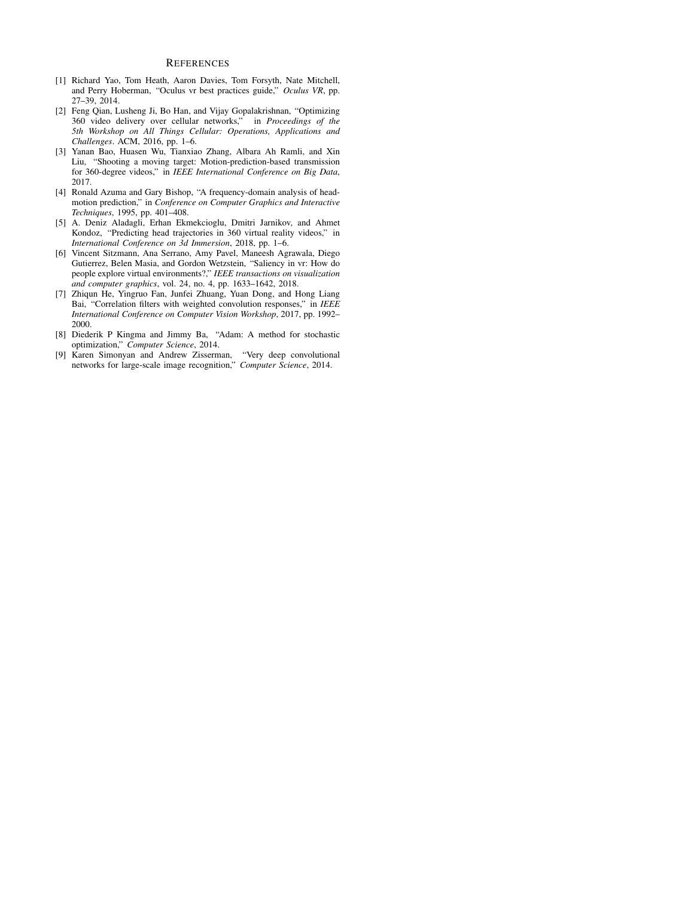## References

[1] Richard Yao, Tom Heath, Aaron Davies, Tom Forsyth, Nate Mitchell, and Perry Hoberman, "Oculus vr best practices guide," *Oculus VR*, pp. 27–39, 2014.

[2] Feng Qian, Lusheng Ji, Bo Han, and Vijay Gopalakrishnan, "Optimizing 360 video delivery over cellular networks," in *Proceedings of the 5th Workshop on All Things Cellular: Operations, Applications and Challenges*. ACM, 2016, pp. 1–6.

[3] Yanan Bao, Huasen Wu, Tianxiao Zhang, Albara Ah Ramli, and Xin Liu, "Shooting a moving target: Motion-prediction-based transmission for 360-degree videos," in *IEEE International Conference on Big Data*, 2017.

[4] Ronald Azuma and Gary Bishop, "A frequency-domain analysis of head-motion prediction," in *Conference on Computer Graphics and Interactive Techniques*, 1995, pp. 401–408.

[5] A. Deniz Aladagli, Erhan Ekmekcioglu, Dmitri Jarnikov, and Ahmet Kondoz, "Predicting head trajectories in 360 virtual reality videos," in *International Conference on 3d Immersion*, 2018, pp. 1–6.

[6] Vincent Sitzmann, Ana Serrano, Amy Pavel, Maneesh Agrawala, Diego Gutierrez, Belen Masia, and Gordon Wetzstein, "Saliency in vr: How do people explore virtual environments?," *IEEE transactions on visualization and computer graphics*, vol. 24, no. 4, pp. 1633–1642, 2018.

[7] Zhiqun He, Yingruo Fan, Junfei Zhuang, Yuan Dong, and Hong Liang Bai, "Correlation filters with weighted convolution responses," in *IEEE International Conference on Computer Vision Workshop*, 2017, pp. 1992–2000.

[8] Diederik P Kingma and Jimmy Ba, "Adam: A method for stochastic optimization," *Computer Science*, 2014.

[9] Karen Simonyan and Andrew Zisserman, "Very deep convolutional networks for large-scale image recognition," *Computer Science*, 2014.